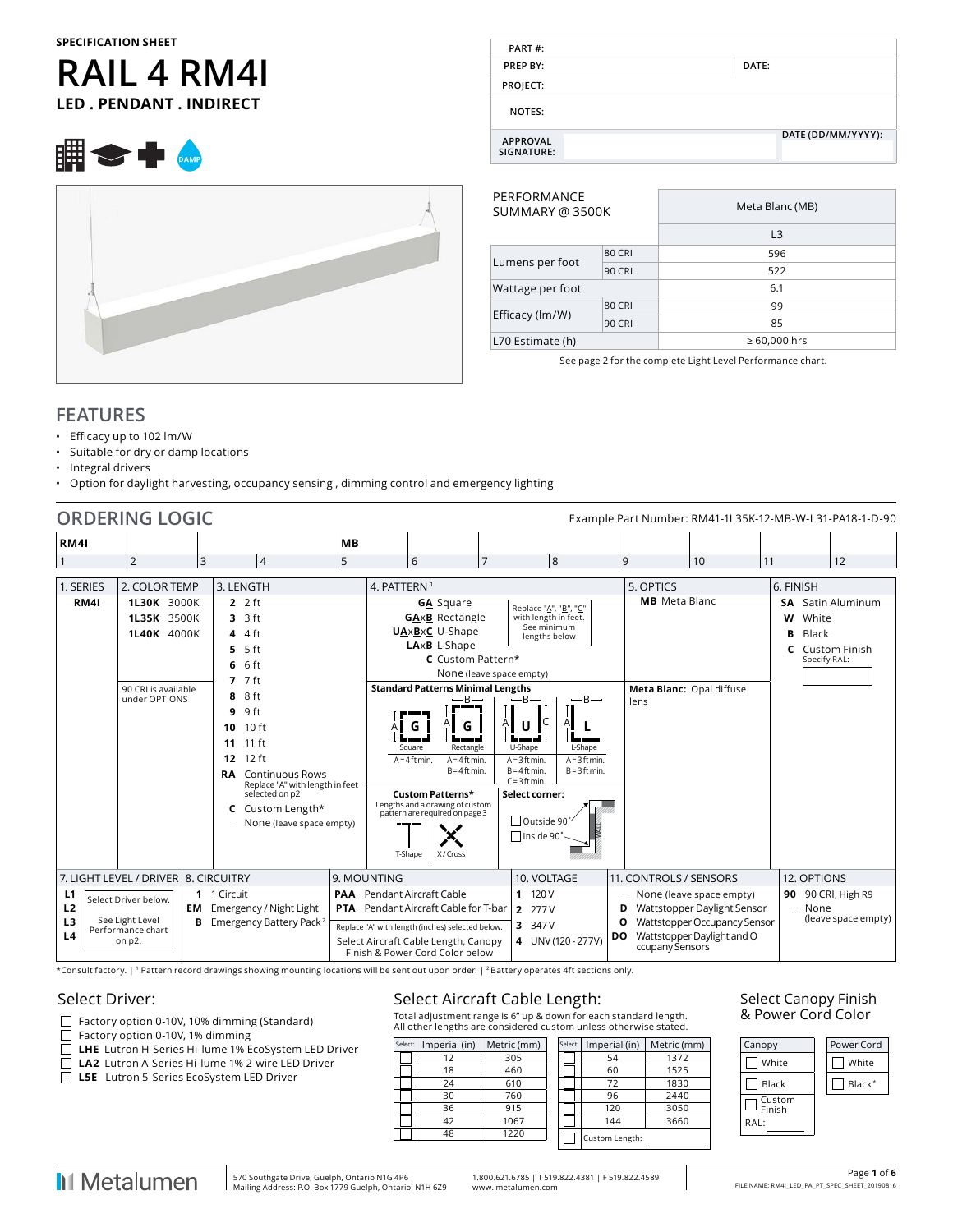SPECIFICATION SHEET

# RAIL 4 RM4I

**LED . PENDANT . INDIRECT**

DAMP

| PART #: | |
|---|---|
| PREP BY: | DATE: |
| PROJECT: | |
| NOTES: | |
| APPROVAL SIGNATURE: | DATE (DD/MM/YYYY): |

| PERFORMANCE SUMMARY @ 3500K | | Meta Blanc (MB) |
|---|---|---|
| | | L3 |
| Lumens per foot | 80 CRI | 596 |
| | 90 CRI | 522 |
| Wattage per foot | | 6.1 |
| Efficacy (lm/W) | 80 CRI | 99 |
| | 90 CRI | 85 |
| L70 Estimate (h) | | ≥ 60,000 hrs |

See page 2 for the complete Light Level Performance chart.

## FEATURES

- Efficacy up to 102 lm/W
- Suitable for dry or damp locations
- Integral drivers
- Option for daylight harvesting, occupancy sensing , dimming control and emergency lighting

## ORDERING LOGIC

Example Part Number: RM4I-1L35K-12-MB-W-L31-PA18-1-D-90

| RM4I | | | | MB | | | | | | | |
|---|---|---|---|---|---|---|---|---|---|---|---|
| 1 | 2 | 3 | 4 | 5 | 6 | 7 | 8 | 9 | 10 | 11 | 12 |

**1. SERIES**
- **RM4I**

**2. COLOR TEMP**
- **1L30K** 3000K
- **1L35K** 3500K
- **1L40K** 4000K

90 CRI is available under OPTIONS

**3. LENGTH**
- **2** 2 ft
- **3** 3 ft
- **4** 4 ft
- **5** 5 ft
- **6** 6 ft
- **7** 7 ft
- **8** 8 ft
- **9** 9 ft
- **10** 10 ft
- **11** 11 ft
- **12** 12 ft
- **RA** Continuous Rows — Replace "A" with length in feet selected on p2
- **C** Custom Length*
- _ None (leave space empty)

**4. PATTERN** [1]
- **GA** Square
- **GAxB** Rectangle
- **UAxBxC** U-Shape
- **LAxB** L-Shape
- **C** Custom Pattern*
- _ None (leave space empty)

Replace "A", "B", "C" with length in feet. See minimum lengths below

**Standard Patterns Minimal Lengths**

| Square | Rectangle | U-Shape | L-Shape |
|---|---|---|---|
| A = 4 ft min. | A = 4 ft min. B = 4 ft min. | A = 3 ft min. B = 4 ft min. C = 3 ft min. | A = 3 ft min. B = 3 ft min. |

**Custom Patterns*** — Lengths and a drawing of custom pattern are required on page 3

T-Shape, X / Cross

**Select corner:**
- ☐ Outside 90°
- ☐ Inside 90°

**5. OPTICS**
- **MB** Meta Blanc

**Meta Blanc:** Opal diffuse lens

**6. FINISH**
- **SA** Satin Aluminum
- **W** White
- **B** Black
- **C** Custom Finish — Specify RAL:

**7. LIGHT LEVEL / DRIVER**
- **L1**
- **L2**
- **L3**
- **L4**

Select Driver below. See Light Level Performance chart on p2.

**8. CIRCUITRY**
- **1** 1 Circuit
- **EM** Emergency / Night Light
- **B** Emergency Battery Pack [2]

**9. MOUNTING**
- **PAA** Pendant Aircraft Cable
- **PTA** Pendant Aircraft Cable for T-bar

Replace "A" with length (inches) selected below.

Select Aircraft Cable Length, Canopy Finish & Power Cord Color below

**10. VOLTAGE**
- **1** 120 V
- **2** 277 V
- **3** 347 V
- **4** UNV (120 - 277V)

**11. CONTROLS / SENSORS**
- _ None (leave space empty)
- **D** Wattstopper Daylight Sensor
- **O** Wattstopper Occupancy Sensor
- **DO** Wattstopper Daylight and Occupancy Sensors

**12. OPTIONS**
- **90** 90 CRI, High R9
- _ None (leave space empty)

*Consult factory. | [1] Pattern record drawings showing mounting locations will be sent out upon order. | [2] Battery operates 4ft sections only.

## Select Driver:

- ☐ Factory option 0-10V, 10% dimming (Standard)
- ☐ Factory option 0-10V, 1% dimming
- ☐ **LHE** Lutron H-Series Hi-lume 1% EcoSystem LED Driver
- ☐ **LA2** Lutron A-Series Hi-lume 1% 2-wire LED Driver
- ☐ **L5E** Lutron 5-Series EcoSystem LED Driver

## Select Aircraft Cable Length:

Total adjustment range is 6" up & down for each standard length. All other lengths are considered custom unless otherwise stated.

| Select | Imperial (in) | Metric (mm) | Select | Imperial (in) | Metric (mm) |
|---|---|---|---|---|---|
| ☐ | 12 | 305 | ☐ | 54 | 1372 |
| ☐ | 18 | 460 | ☐ | 60 | 1525 |
| ☐ | 24 | 610 | ☐ | 72 | 1830 |
| ☐ | 30 | 760 | ☐ | 96 | 2440 |
| ☐ | 36 | 915 | ☐ | 120 | 3050 |
| ☐ | 42 | 1067 | ☐ | 144 | 3660 |
| ☐ | 48 | 1220 | ☐ | Custom Length: | |

## Select Canopy Finish & Power Cord Color

| Canopy | Power Cord |
|---|---|
| ☐ White | ☐ White |
| ☐ Black | ☐ Black* |
| ☐ Custom Finish RAL: | |

Metalumen

570 Southgate Drive, Guelph, Ontario N1G 4P6
Mailing Address: P.O. Box 1779 Guelph, Ontario, N1H 6Z9

1.800.621.6785 | T 519.822.4381 | F 519.822.4589
www. metalumen.com

FILE NAME: RM4I_LED_PA_PT_SPEC_SHEET_20190816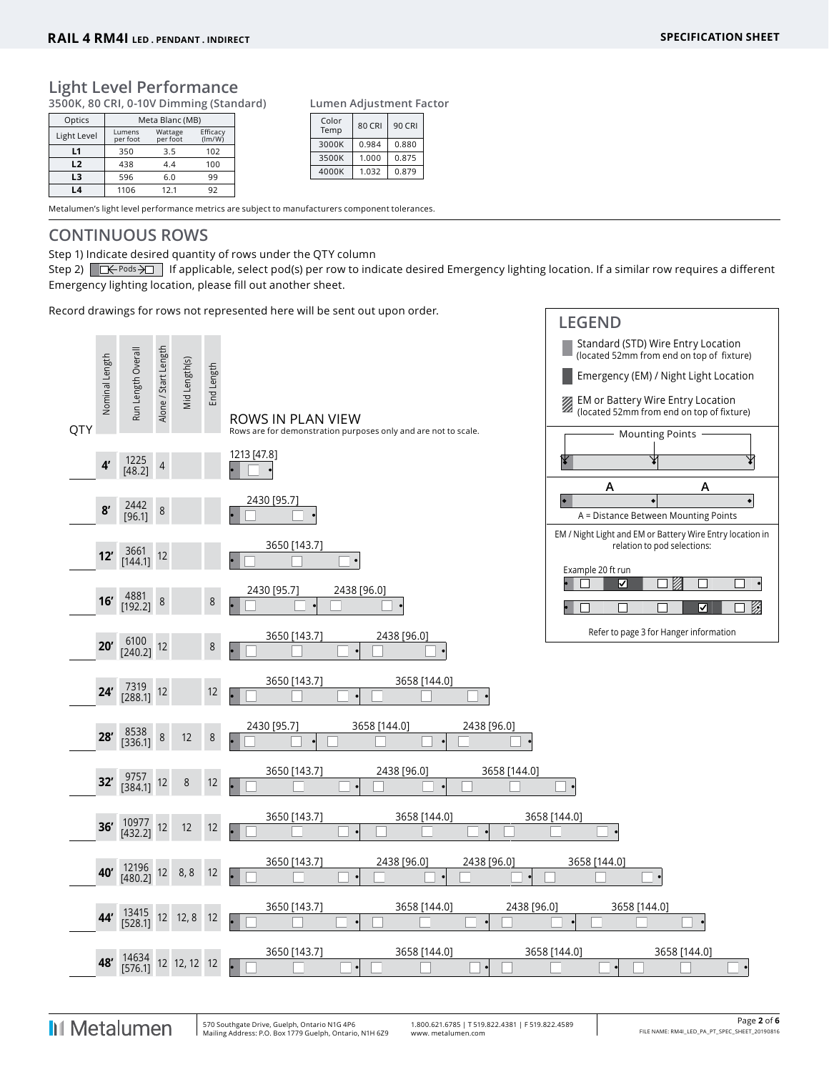## Light Level Performance

**3500K, 80 CRI, 0-10V Dimming (Standard)**

| Optics | Meta Blanc (MB) | | |
|---|---|---|---|
| Light Level | Lumens per foot | Wattage per foot | Efficacy (lm/W) |
| **L1** | 350 | 3.5 | 102 |
| **L2** | 438 | 4.4 | 100 |
| **L3** | 596 | 6.0 | 99 |
| **L4** | 1106 | 12.1 | 92 |

**Lumen Adjustment Factor**

| Color Temp | 80 CRI | 90 CRI |
|---|---|---|
| 3000K | 0.984 | 0.880 |
| 3500K | 1.000 | 0.875 |
| 4000K | 1.032 | 0.879 |

Metalumen's light level performance metrics are subject to manufacturers component tolerances.

## CONTINUOUS ROWS

Step 1) Indicate desired quantity of rows under the QTY column

Step 2) ☐← Pods →☐ If applicable, select pod(s) per row to indicate desired Emergency lighting location. If a similar row requires a different Emergency lighting location, please fill out another sheet.

Record drawings for rows not represented here will be sent out upon order.

**ROWS IN PLAN VIEW**

Rows are for demonstration purposes only and are not to scale.

| QTY | Nominal Length | Run Length Overall | Alone / Start Length | Mid Length(s) | End Length | Rows in Plan View |
|---|---|---|---|---|---|---|
| | **4'** | 1225 [48.2] | 4 | | | 1213 [47.8] |
| | **8'** | 2442 [96.1] | 8 | | | 2430 [95.7] |
| | **12'** | 3661 [144.1] | 12 | | | 3650 [143.7] |
| | **16'** | 4881 [192.2] | 8 | | 8 | 2430 [95.7], 2438 [96.0] |
| | **20'** | 6100 [240.2] | 12 | | 8 | 3650 [143.7], 2438 [96.0] |
| | **24'** | 7319 [288.1] | 12 | | 12 | 3650 [143.7], 3658 [144.0] |
| | **28'** | 8538 [336.1] | 8 | 12 | 8 | 2430 [95.7], 3658 [144.0], 2438 [96.0] |
| | **32'** | 9757 [384.1] | 12 | 8 | 12 | 3650 [143.7], 2438 [96.0], 3658 [144.0] |
| | **36'** | 10977 [432.2] | 12 | 12 | 12 | 3650 [143.7], 3658 [144.0], 3658 [144.0] |
| | **40'** | 12196 [480.2] | 12 | 8, 8 | 12 | 3650 [143.7], 2438 [96.0], 2438 [96.0], 3658 [144.0] |
| | **44'** | 13415 [528.1] | 12 | 12, 8 | 12 | 3650 [143.7], 3658 [144.0], 2438 [96.0], 3658 [144.0] |
| | **48'** | 14634 [576.1] | 12 | 12, 12 | 12 | 3650 [143.7], 3658 [144.0], 3658 [144.0], 3658 [144.0] |

### LEGEND

- Standard (STD) Wire Entry Location (located 52mm from end on top of fixture)
- Emergency (EM) / Night Light Location
- EM or Battery Wire Entry Location (located 52mm from end on top of fixture)

Mounting Points

A = Distance Between Mounting Points

EM / Night Light and EM or Battery Wire Entry location in relation to pod selections:

Example 20 ft run

Refer to page 3 for Hanger information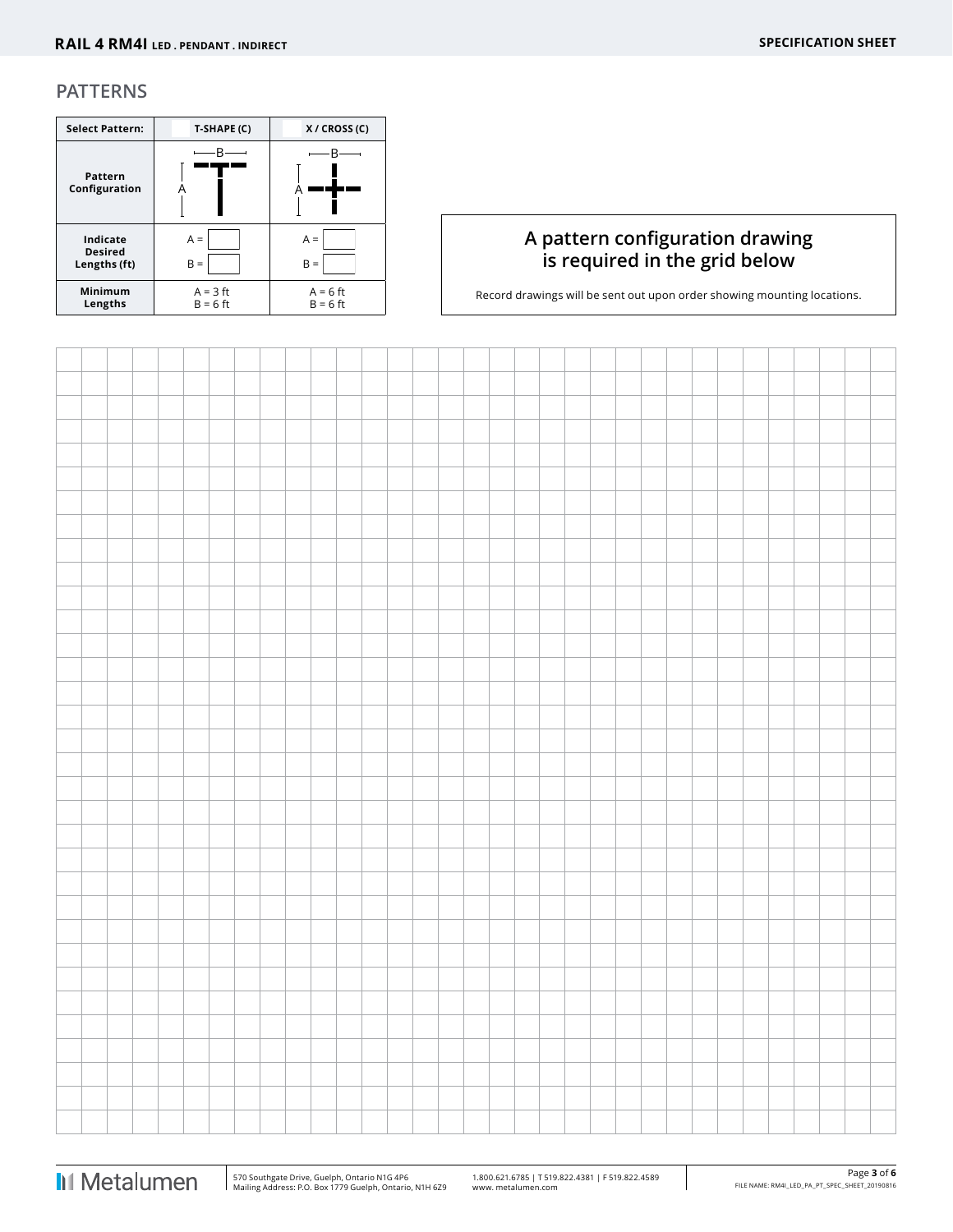## PATTERNS

| Select Pattern: | T-SHAPE (C) | X / CROSS (C) |
|---|---|---|
| Pattern Configuration | B, A | B, A |
| Indicate Desired Lengths (ft) | A = <br> B = | A = <br> B = |
| Minimum Lengths | A = 3 ft <br> B = 6 ft | A = 6 ft <br> B = 6 ft |

**A pattern configuration drawing is required in the grid below**

Record drawings will be sent out upon order showing mounting locations.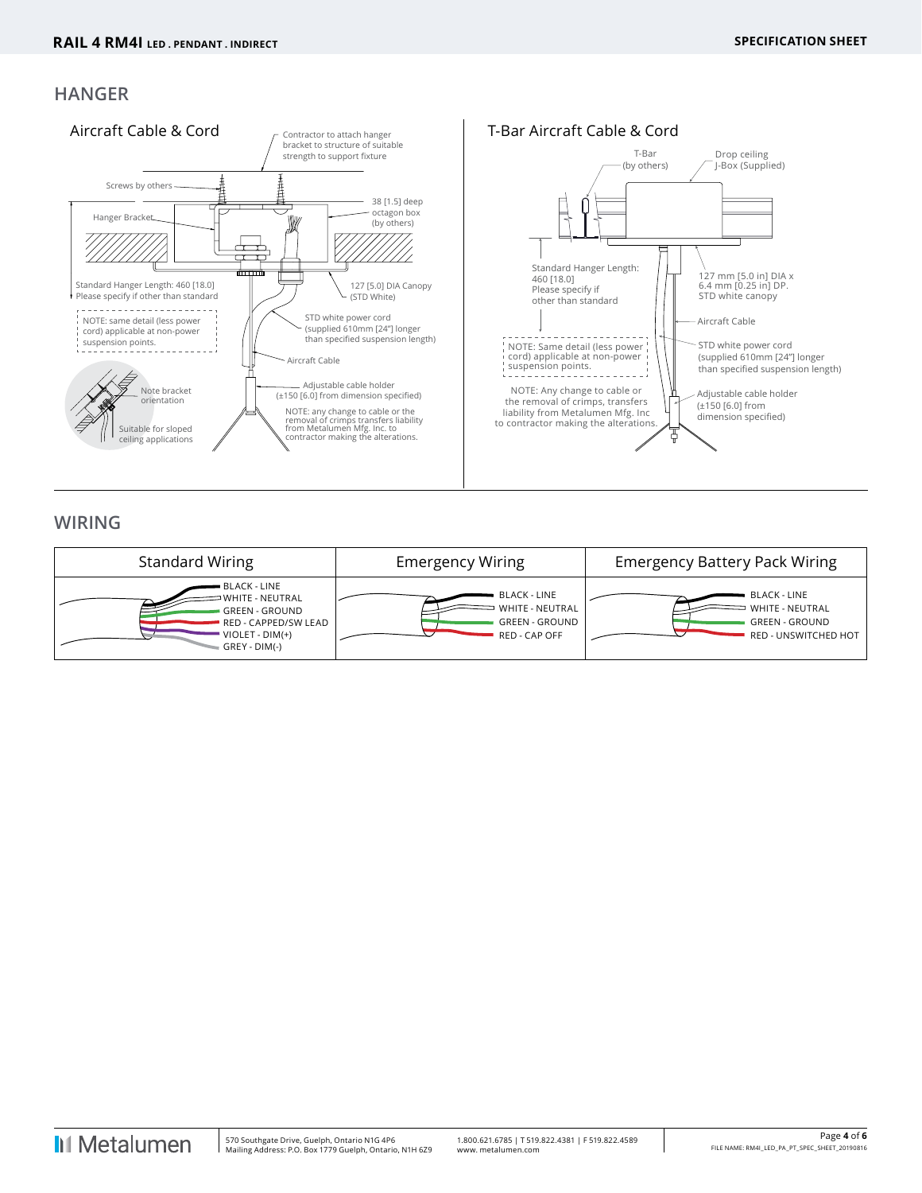## HANGER

### Aircraft Cable & Cord

Contractor to attach hanger bracket to structure of suitable strength to support fixture

Screws by others

Hanger Bracket

38 [1.5] deep octagon box (by others)

Standard Hanger Length: 460 [18.0]
Please specify if other than standard

127 [5.0] DIA Canopy (STD White)

NOTE: same detail (less power cord) applicable at non-power suspension points.

STD white power cord (supplied 610mm [24"] longer than specified suspension length)

Aircraft Cable

Note bracket orientation

Suitable for sloped ceiling applications

Adjustable cable holder (±150 [6.0] from dimension specified)

NOTE: any change to cable or the removal of crimps transfers liability from Metalumen Mfg. Inc. to contractor making the alterations.

### T-Bar Aircraft Cable & Cord

T-Bar (by others)

Drop ceiling J-Box (Supplied)

Standard Hanger Length: 460 [18.0]
Please specify if other than standard

127 mm [5.0 in] DIA x 6.4 mm [0.25 in] DP. STD white canopy

Aircraft Cable

NOTE: Same detail (less power cord) applicable at non-power suspension points.

STD white power cord (supplied 610mm [24"] longer than specified suspension length)

NOTE: Any change to cable or the removal of crimps, transfers liability from Metalumen Mfg. Inc to contractor making the alterations.

Adjustable cable holder (±150 [6.0] from dimension specified)

## WIRING

| Standard Wiring | Emergency Wiring | Emergency Battery Pack Wiring |
|---|---|---|
| BLACK - LINE<br>WHITE - NEUTRAL<br>GREEN - GROUND<br>RED - CAPPED/SW LEAD<br>VIOLET - DIM(+)<br>GREY - DIM(-) | BLACK - LINE<br>WHITE - NEUTRAL<br>GREEN - GROUND<br>RED - CAP OFF | BLACK - LINE<br>WHITE - NEUTRAL<br>GREEN - GROUND<br>RED - UNSWITCHED HOT |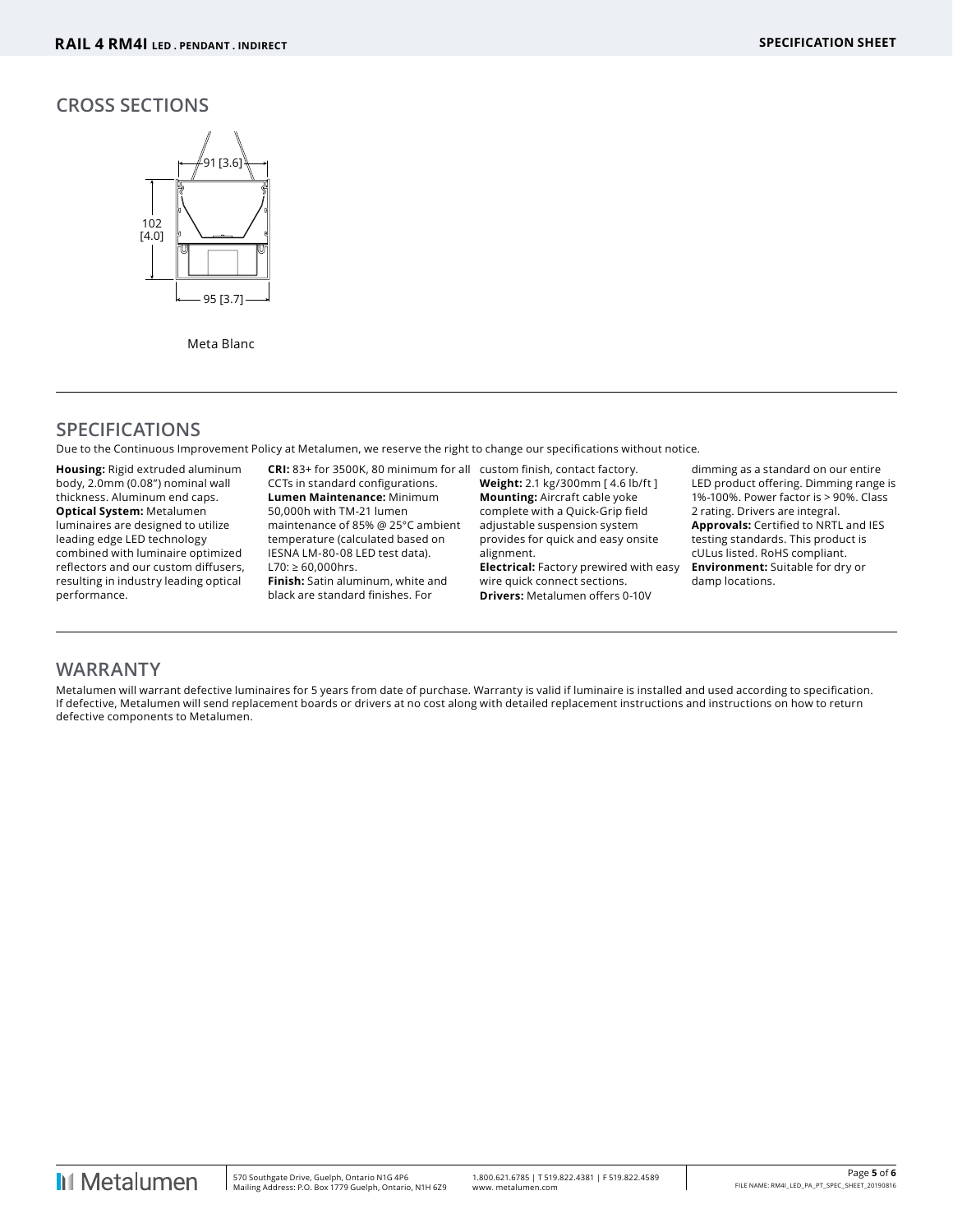## CROSS SECTIONS

91 [3.6]

102 [4.0]

95 [3.7]

Meta Blanc

## SPECIFICATIONS

Due to the Continuous Improvement Policy at Metalumen, we reserve the right to change our specifications without notice.

**Housing:** Rigid extruded aluminum body, 2.0mm (0.08") nominal wall thickness. Aluminum end caps.
**Optical System:** Metalumen luminaires are designed to utilize leading edge LED technology combined with luminaire optimized reflectors and our custom diffusers, resulting in industry leading optical performance.
**CRI:** 83+ for 3500K, 80 minimum for all CCTs in standard configurations.
**Lumen Maintenance:** Minimum 50,000h with TM-21 lumen maintenance of 85% @ 25°C ambient temperature (calculated based on IESNA LM-80-08 LED test data). L70: ≥ 60,000hrs.
**Finish:** Satin aluminum, white and black are standard finishes. For custom finish, contact factory.
**Weight:** 2.1 kg/300mm [ 4.6 lb/ft ]
**Mounting:** Aircraft cable yoke complete with a Quick-Grip field adjustable suspension system provides for quick and easy onsite alignment.
**Electrical:** Factory prewired with easy wire quick connect sections.
**Drivers:** Metalumen offers 0-10V dimming as a standard on our entire LED product offering. Dimming range is 1%-100%. Power factor is > 90%. Class 2 rating. Drivers are integral.
**Approvals:** Certified to NRTL and IES testing standards. This product is cULus listed. RoHS compliant.
**Environment:** Suitable for dry or damp locations.

## WARRANTY

Metalumen will warrant defective luminaires for 5 years from date of purchase. Warranty is valid if luminaire is installed and used according to specification. If defective, Metalumen will send replacement boards or drivers at no cost along with detailed replacement instructions and instructions on how to return defective components to Metalumen.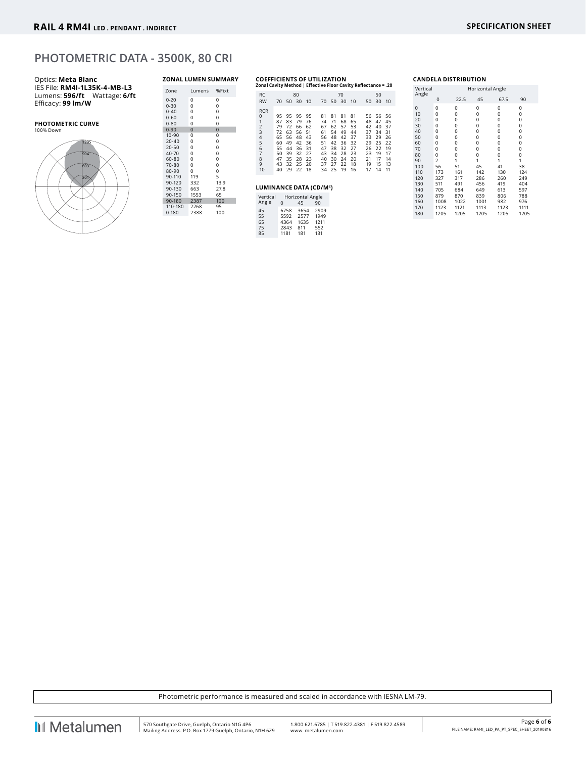## PHOTOMETRIC DATA - 3500K, 80 CRI

Optics: **Meta Blanc**
IES File: **RM4I-1L35K-4-MB-L3**
Lumens: **596/ft** Wattage: **6/ft**
Efficacy: **99 lm/W**

### PHOTOMETRIC CURVE

100% Down

1205
904
603
301

### ZONAL LUMEN SUMMARY

| Zone | Lumens | %Fixt |
|---|---|---|
| 0-20 | 0 | 0 |
| 0-30 | 0 | 0 |
| 0-40 | 0 | 0 |
| 0-60 | 0 | 0 |
| 0-80 | 0 | 0 |
| 0-90 | 0 | 0 |
| 10-90 | 0 | 0 |
| 20-40 | 0 | 0 |
| 20-50 | 0 | 0 |
| 40-70 | 0 | 0 |
| 60-80 | 0 | 0 |
| 70-80 | 0 | 0 |
| 80-90 | 0 | 0 |
| 90-110 | 119 | 5 |
| 90-120 | 332 | 13.9 |
| 90-130 | 663 | 27.8 |
| 90-150 | 1553 | 65 |
| 90-180 | 2387 | 100 |
| 110-180 | 2268 | 95 |
| 0-180 | 2388 | 100 |

### COEFFICIENTS OF UTILIZATION

**Zonal Cavity Method | Effective Floor Cavity Reflectance = .20**

| RC | 80 | | | | 70 | | | | 50 | | |
|---|---|---|---|---|---|---|---|---|---|---|---|
| RW | 70 | 50 | 30 | 10 | 70 | 50 | 30 | 10 | 50 | 30 | 10 |
| RCR | | | | | | | | | | | |
| 0 | 95 | 95 | 95 | 95 | 81 | 81 | 81 | 81 | 56 | 56 | 56 |
| 1 | 87 | 83 | 79 | 76 | 74 | 71 | 68 | 65 | 48 | 47 | 45 |
| 2 | 79 | 72 | 66 | 62 | 67 | 62 | 57 | 53 | 42 | 40 | 37 |
| 3 | 72 | 63 | 56 | 51 | 61 | 54 | 49 | 44 | 37 | 34 | 31 |
| 4 | 65 | 56 | 48 | 43 | 56 | 48 | 42 | 37 | 33 | 29 | 26 |
| 5 | 60 | 49 | 42 | 36 | 51 | 42 | 36 | 32 | 29 | 25 | 22 |
| 6 | 55 | 44 | 36 | 31 | 47 | 38 | 32 | 27 | 26 | 22 | 19 |
| 7 | 50 | 39 | 32 | 27 | 43 | 34 | 28 | 23 | 23 | 19 | 17 |
| 8 | 47 | 35 | 28 | 23 | 40 | 30 | 24 | 20 | 21 | 17 | 14 |
| 9 | 43 | 32 | 25 | 20 | 37 | 27 | 22 | 18 | 19 | 15 | 13 |
| 10 | 40 | 29 | 22 | 18 | 34 | 25 | 19 | 16 | 17 | 14 | 11 |

### LUMINANCE DATA (CD/M²)

| Vertical Angle | Horizontal Angle 0 | 45 | 90 |
|---|---|---|---|
| 45 | 6758 | 3654 | 2909 |
| 55 | 5592 | 2577 | 1949 |
| 65 | 4364 | 1635 | 1211 |
| 75 | 2843 | 811 | 552 |
| 85 | 1181 | 181 | 131 |

### CANDELA DISTRIBUTION

| Vertical Angle | Horizontal Angle 0 | 22.5 | 45 | 67.5 | 90 |
|---|---|---|---|---|---|
| 0 | 0 | 0 | 0 | 0 | 0 |
| 10 | 0 | 0 | 0 | 0 | 0 |
| 20 | 0 | 0 | 0 | 0 | 0 |
| 30 | 0 | 0 | 0 | 0 | 0 |
| 40 | 0 | 0 | 0 | 0 | 0 |
| 50 | 0 | 0 | 0 | 0 | 0 |
| 60 | 0 | 0 | 0 | 0 | 0 |
| 70 | 0 | 0 | 0 | 0 | 0 |
| 80 | 0 | 0 | 0 | 0 | 0 |
| 90 | 2 | 1 | 1 | 1 | 1 |
| 100 | 56 | 51 | 45 | 41 | 38 |
| 110 | 173 | 161 | 142 | 130 | 124 |
| 120 | 327 | 317 | 286 | 260 | 249 |
| 130 | 511 | 491 | 456 | 419 | 404 |
| 140 | 705 | 684 | 649 | 613 | 597 |
| 150 | 879 | 870 | 839 | 806 | 788 |
| 160 | 1008 | 1022 | 1001 | 982 | 976 |
| 170 | 1123 | 1121 | 1113 | 1123 | 1111 |
| 180 | 1205 | 1205 | 1205 | 1205 | 1205 |

Photometric performance is measured and scaled in accordance with IESNA LM-79.